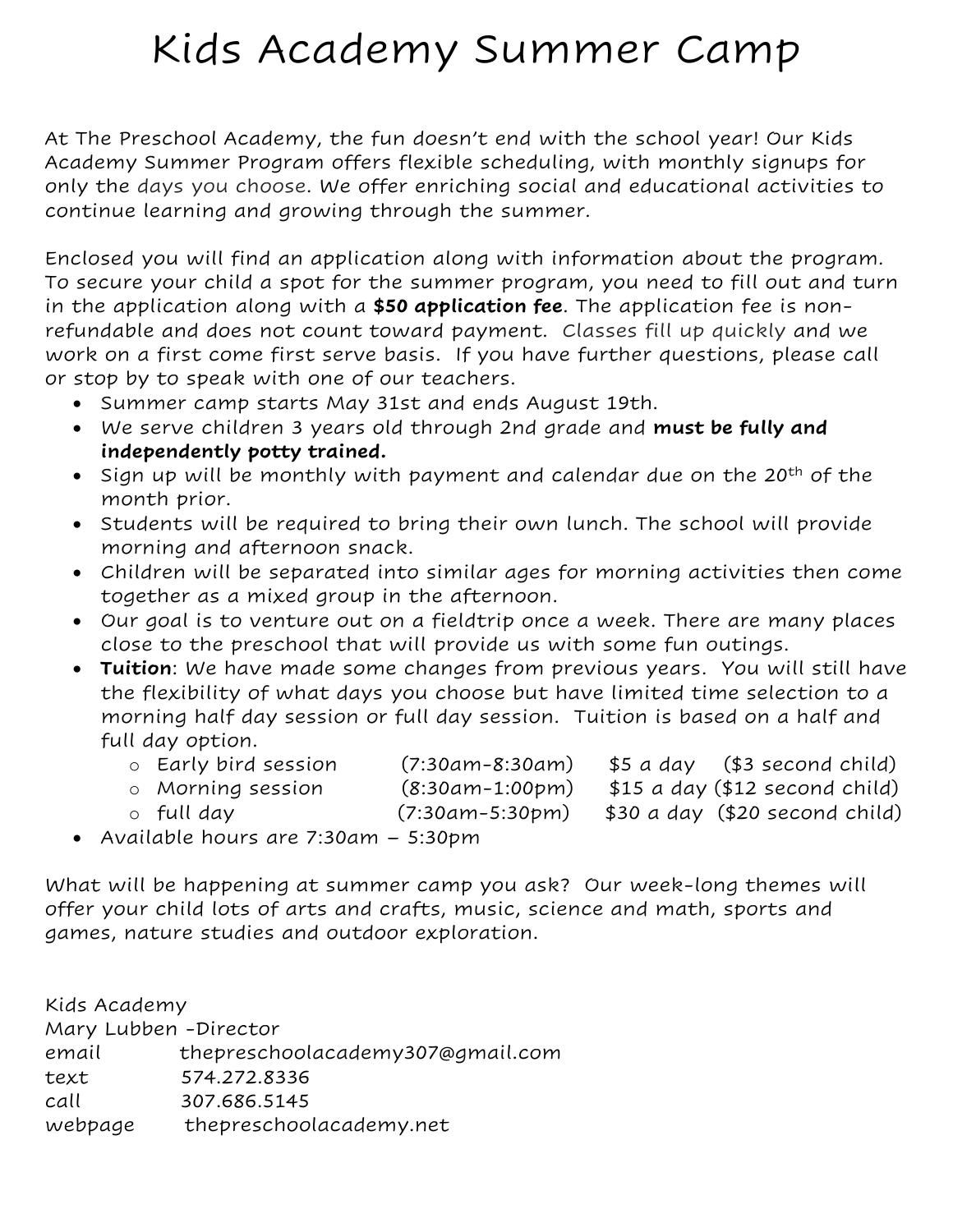# Kids Academy Summer Camp

At The Preschool Academy, the fun doesn't end with the school year! Our Kids Academy Summer Program offers flexible scheduling, with monthly signups for only the days you choose. We offer enriching social and educational activities to continue learning and growing through the summer.

Enclosed you will find an application along with information about the program. To secure your child a spot for the summer program, you need to fill out and turn in the application along with a **$50 application fee**. The application fee is non-refundable and does not count toward payment. Classes fill up quickly and we work on a first come first serve basis. If you have further questions, please call or stop by to speak with one of our teachers.

- Summer camp starts May 31st and ends August 19th.
- We serve children 3 years old through 2nd grade and **must be fully and independently potty trained.**
- Sign up will be monthly with payment and calendar due on the 20th of the month prior.
- Students will be required to bring their own lunch. The school will provide morning and afternoon snack.
- Children will be separated into similar ages for morning activities then come together as a mixed group in the afternoon.
- Our goal is to venture out on a fieldtrip once a week. There are many places close to the preschool that will provide us with some fun outings.
- **Tuition**: We have made some changes from previous years. You will still have the flexibility of what days you choose but have limited time selection to a morning half day session or full day session. Tuition is based on a half and full day option.
  - Early bird session (7:30am-8:30am) $5 a day ($3 second child)
  - Morning session (8:30am-1:00pm) $15 a day ($12 second child)
  - full day (7:30am-5:30pm) $30 a day ($20 second child)
- Available hours are 7:30am – 5:30pm

What will be happening at summer camp you ask? Our week-long themes will offer your child lots of arts and crafts, music, science and math, sports and games, nature studies and outdoor exploration.

Kids Academy
Mary Lubben -Director
email thepreschoolacademy307@gmail.com
text 574.272.8336
call 307.686.5145
webpage thepreschoolacademy.net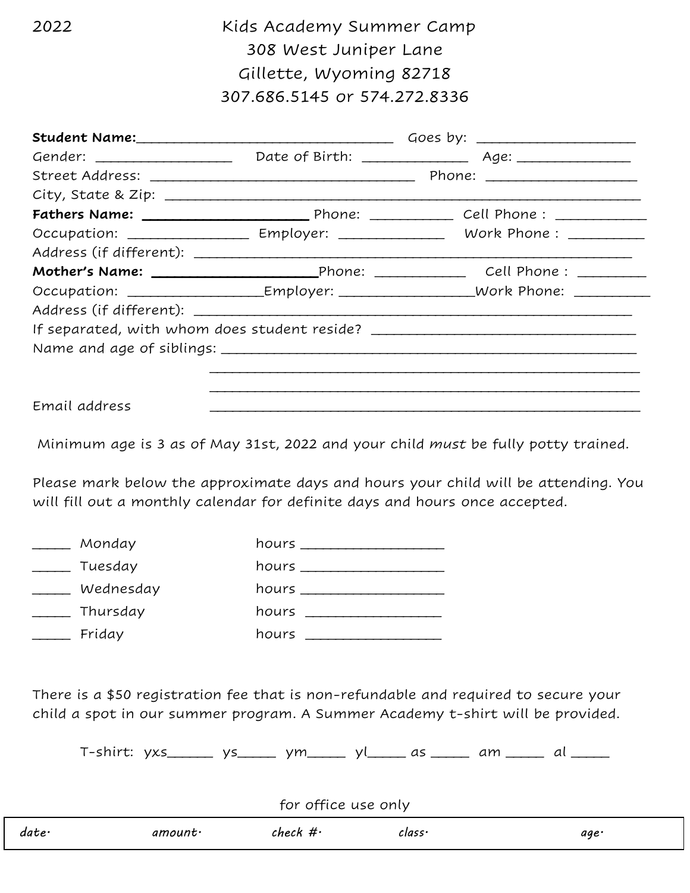2022

# Kids Academy Summer Camp

308 West Juniper Lane
Gillette, Wyoming 82718
307.686.5145 or 574.272.8336

**Student Name:**__________________________________ Goes by: _____________________
Gender: __________________ Date of Birth: ______________ Age: _______________
Street Address: ___________________________________ Phone: ____________________
City, State & Zip: _______________________________________________________________
**Fathers Name:** ____________________ Phone: __________ Cell Phone : ___________
Occupation: _______________ Employer: _____________ Work Phone : _________
Address (if different): ______________________________________________________
**Mother's Name:** ______________________ Phone: ___________ Cell Phone : _________
Occupation: _________________ Employer: _________________ Work Phone: _________
Address (if different): ______________________________________________________
If separated, with whom does student reside? ___________________________________
Name and age of siblings: ______________________________________________________
______________________________________________________
______________________________________________________

Email address ______________________________________________________

Minimum age is 3 as of May 31st, 2022 and your child *must* be fully potty trained.

Please mark below the approximate days and hours your child will be attending. You will fill out a monthly calendar for definite days and hours once accepted.

_____ Monday hours __________________
_____ Tuesday hours __________________
_____ Wednesday hours __________________
_____ Thursday hours __________________
_____ Friday hours __________________

There is a $50 registration fee that is non-refundable and required to secure your child a spot in our summer program. A Summer Academy t-shirt will be provided.

T-shirt: yxs______ ys_____ ym_____ yl_____ as _____ am _____ al _____

for office use only

| date: | amount: | check #: | class: | age: |
|---|---|---|---|---|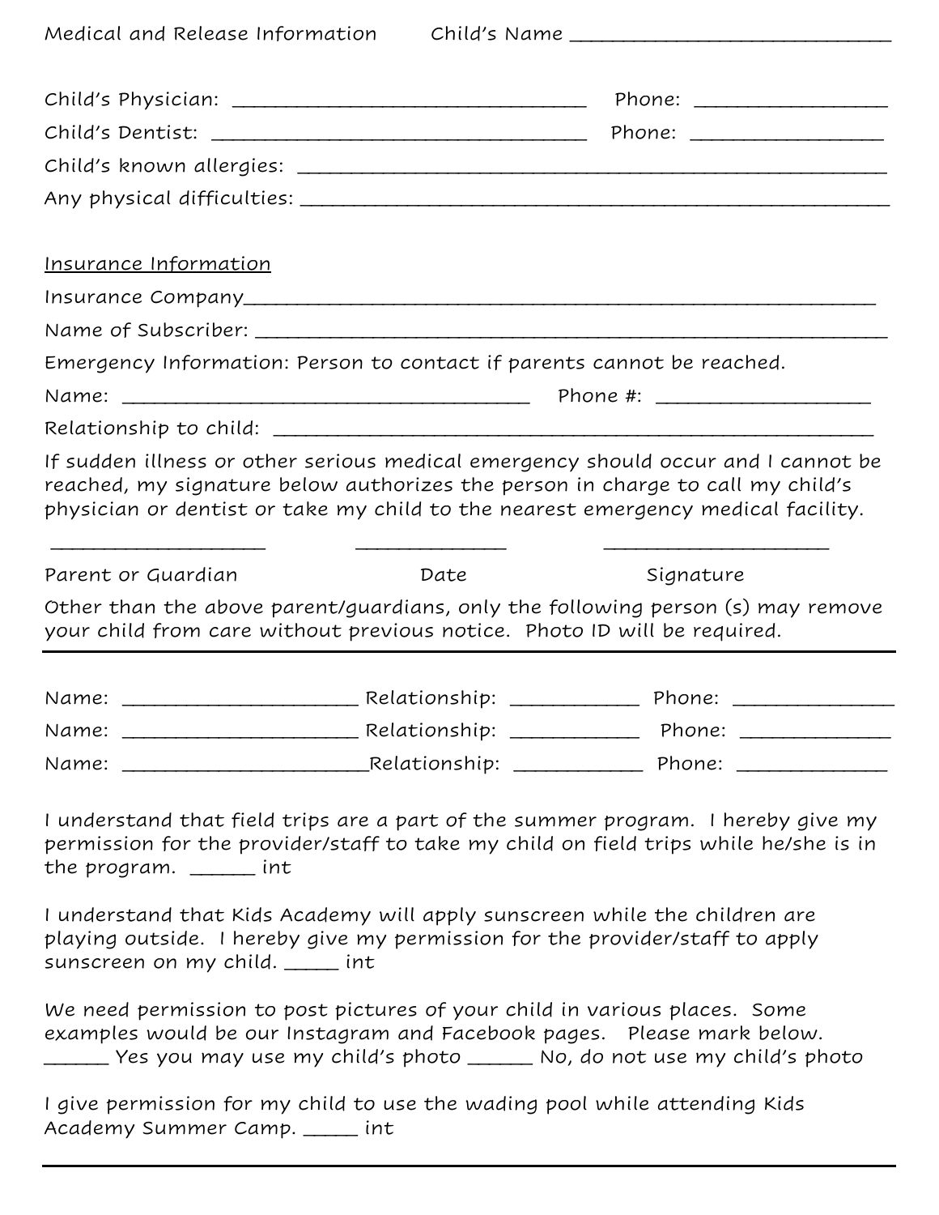Medical and Release Information Child's Name ______________________________

Child's Physician: _________________________________ Phone: _________________

Child's Dentist: ___________________________________ Phone: _________________

Child's known allergies: _________________________________________________________

Any physical difficulties: _______________________________________________________

Insurance Information

Insurance Company____________________________________________________________

Name of Subscriber: __________________________________________________________

Emergency Information: Person to contact if parents cannot be reached.

Name: ______________________________________ Phone #: ____________________

Relationship to child: _________________________________________________________

If sudden illness or other serious medical emergency should occur and I cannot be reached, my signature below authorizes the person in charge to call my child's physician or dentist or take my child to the nearest emergency medical facility.

____________________ ______________ _____________________

Parent or Guardian Date Signature

Other than the above parent/guardians, only the following person (s) may remove your child from care without previous notice. Photo ID will be required.

---

Name: ______________________ Relationship: ____________ Phone: _______________

Name: ______________________ Relationship: ____________ Phone: ______________

Name: _______________________Relationship: ____________ Phone: ______________

I understand that field trips are a part of the summer program. I hereby give my permission for the provider/staff to take my child on field trips while he/she is in the program. ______ int

I understand that Kids Academy will apply sunscreen while the children are playing outside. I hereby give my permission for the provider/staff to apply sunscreen on my child. _____ int

We need permission to post pictures of your child in various places. Some examples would be our Instagram and Facebook pages. Please mark below.
______ Yes you may use my child's photo ______ No, do not use my child's photo

I give permission for my child to use the wading pool while attending Kids Academy Summer Camp. _____ int

---